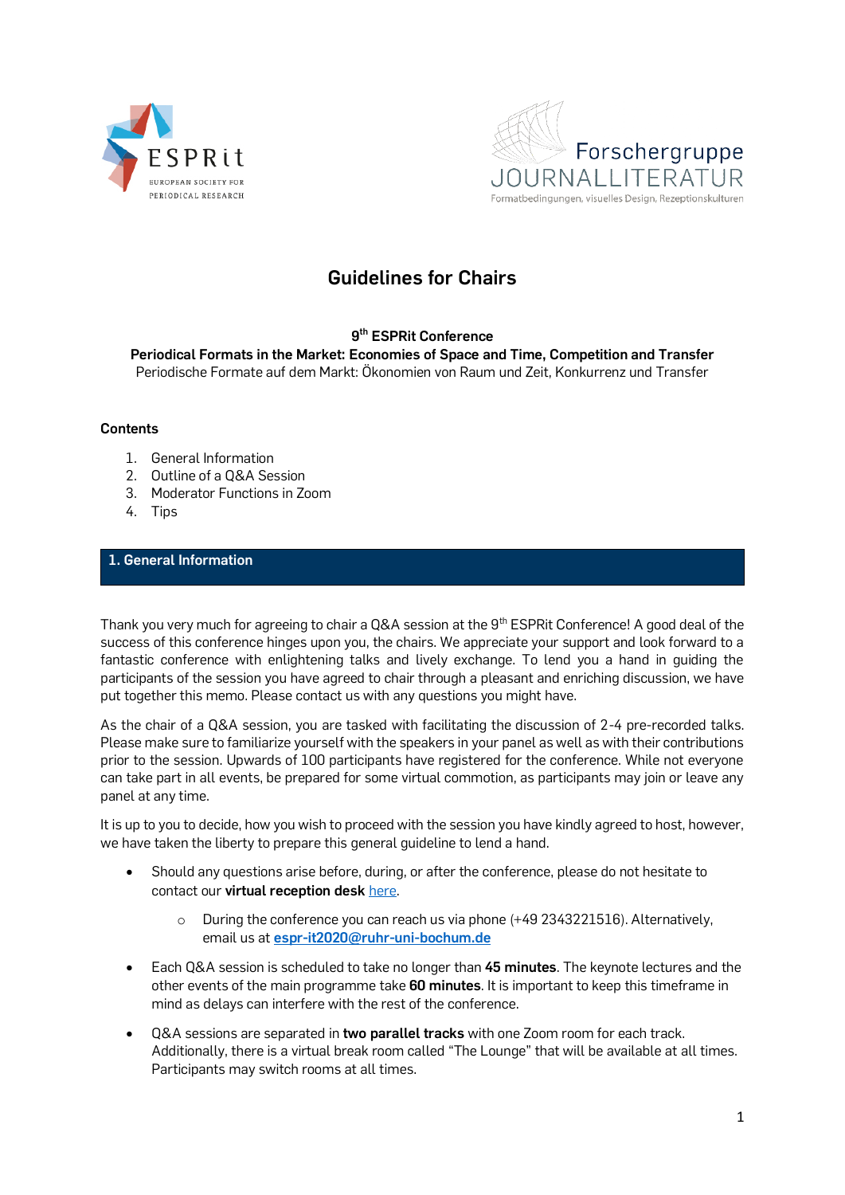ESPRit
EUROPEAN SOCIETY FOR PERIODICAL RESEARCH

Forschergruppe
JOURNALLITERATUR
Formatbedingungen, visuelles Design, Rezeptionskulturen

# Guidelines for Chairs

**9th ESPRit Conference**

**Periodical Formats in the Market: Economies of Space and Time, Competition and Transfer**

Periodische Formate auf dem Markt: Ökonomien von Raum und Zeit, Konkurrenz und Transfer

**Contents**

1. General Information
2. Outline of a Q&A Session
3. Moderator Functions in Zoom
4. Tips

## 1. General Information

Thank you very much for agreeing to chair a Q&A session at the 9th ESPRit Conference! A good deal of the success of this conference hinges upon you, the chairs. We appreciate your support and look forward to a fantastic conference with enlightening talks and lively exchange. To lend you a hand in guiding the participants of the session you have agreed to chair through a pleasant and enriching discussion, we have put together this memo. Please contact us with any questions you might have.

As the chair of a Q&A session, you are tasked with facilitating the discussion of 2-4 pre-recorded talks. Please make sure to familiarize yourself with the speakers in your panel as well as with their contributions prior to the session. Upwards of 100 participants have registered for the conference. While not everyone can take part in all events, be prepared for some virtual commotion, as participants may join or leave any panel at any time.

It is up to you to decide, how you wish to proceed with the session you have kindly agreed to host, however, we have taken the liberty to prepare this general guideline to lend a hand.

- Should any questions arise before, during, or after the conference, please do not hesitate to contact our **virtual reception desk** here.
  - During the conference you can reach us via phone (+49 2343221516). Alternatively, email us at **espr-it2020@ruhr-uni-bochum.de**
- Each Q&A session is scheduled to take no longer than **45 minutes**. The keynote lectures and the other events of the main programme take **60 minutes**. It is important to keep this timeframe in mind as delays can interfere with the rest of the conference.
- Q&A sessions are separated in **two parallel tracks** with one Zoom room for each track. Additionally, there is a virtual break room called "The Lounge" that will be available at all times. Participants may switch rooms at all times.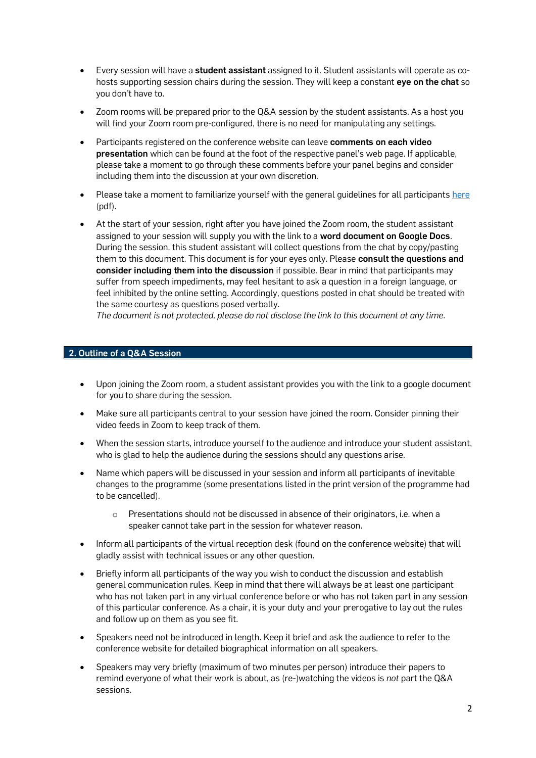- Every session will have a **student assistant** assigned to it. Student assistants will operate as co-hosts supporting session chairs during the session. They will keep a constant **eye on the chat** so you don't have to.
- Zoom rooms will be prepared prior to the Q&A session by the student assistants. As a host you will find your Zoom room pre-configured, there is no need for manipulating any settings.
- Participants registered on the conference website can leave **comments on each video presentation** which can be found at the foot of the respective panel's web page. If applicable, please take a moment to go through these comments before your panel begins and consider including them into the discussion at your own discretion.
- Please take a moment to familiarize yourself with the general guidelines for all participants [here](#) (pdf).
- At the start of your session, right after you have joined the Zoom room, the student assistant assigned to your session will supply you with the link to a **word document on Google Docs**. During the session, this student assistant will collect questions from the chat by copy/pasting them to this document. This document is for your eyes only. Please **consult the questions and consider including them into the discussion** if possible. Bear in mind that participants may suffer from speech impediments, may feel hesitant to ask a question in a foreign language, or feel inhibited by the online setting. Accordingly, questions posted in chat should be treated with the same courtesy as questions posed verbally.
  *The document is not protected, please do not disclose the link to this document at any time.*

## 2. Outline of a Q&A Session

- Upon joining the Zoom room, a student assistant provides you with the link to a google document for you to share during the session.
- Make sure all participants central to your session have joined the room. Consider pinning their video feeds in Zoom to keep track of them.
- When the session starts, introduce yourself to the audience and introduce your student assistant, who is glad to help the audience during the sessions should any questions arise.
- Name which papers will be discussed in your session and inform all participants of inevitable changes to the programme (some presentations listed in the print version of the programme had to be cancelled).
    - Presentations should not be discussed in absence of their originators, i.e. when a speaker cannot take part in the session for whatever reason.
- Inform all participants of the virtual reception desk (found on the conference website) that will gladly assist with technical issues or any other question.
- Briefly inform all participants of the way you wish to conduct the discussion and establish general communication rules. Keep in mind that there will always be at least one participant who has not taken part in any virtual conference before or who has not taken part in any session of this particular conference. As a chair, it is your duty and your prerogative to lay out the rules and follow up on them as you see fit.
- Speakers need not be introduced in length. Keep it brief and ask the audience to refer to the conference website for detailed biographical information on all speakers.
- Speakers may very briefly (maximum of two minutes per person) introduce their papers to remind everyone of what their work is about, as (re-)watching the videos is *not* part the Q&A sessions.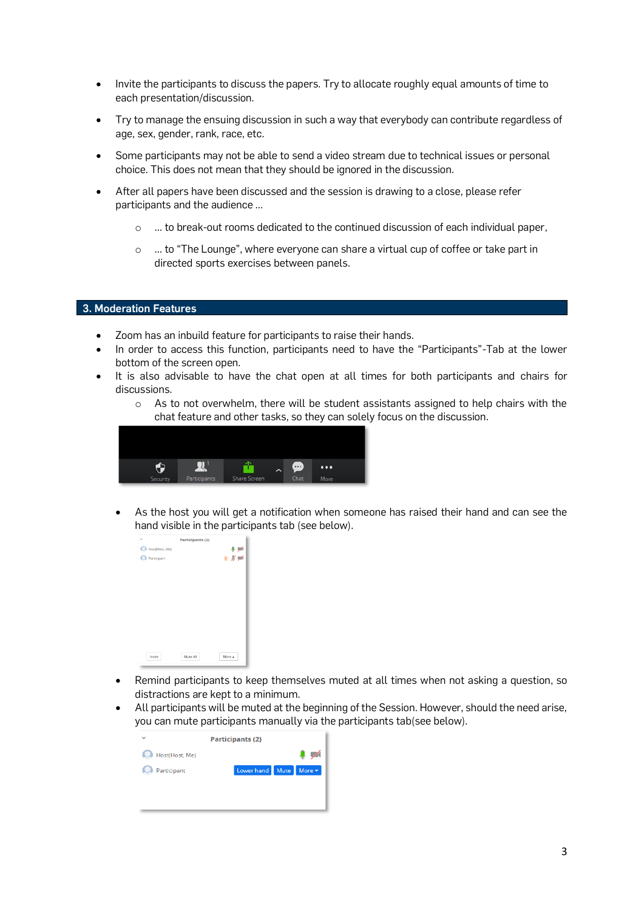- Invite the participants to discuss the papers. Try to allocate roughly equal amounts of time to each presentation/discussion.
- Try to manage the ensuing discussion in such a way that everybody can contribute regardless of age, sex, gender, rank, race, etc.
- Some participants may not be able to send a video stream due to technical issues or personal choice. This does not mean that they should be ignored in the discussion.
- After all papers have been discussed and the session is drawing to a close, please refer participants and the audience ...
  - ... to break-out rooms dedicated to the continued discussion of each individual paper,
  - ... to "The Lounge", where everyone can share a virtual cup of coffee or take part in directed sports exercises between panels.

## 3. Moderation Features

- Zoom has an inbuild feature for participants to raise their hands.
- In order to access this function, participants need to have the "Participants"-Tab at the lower bottom of the screen open.
- It is also advisable to have the chat open at all times for both participants and chairs for discussions.
  - As to not overwhelm, there will be student assistants assigned to help chairs with the chat feature and other tasks, so they can solely focus on the discussion.

  - As the host you will get a notification when someone has raised their hand and can see the hand visible in the participants tab (see below).

  - Remind participants to keep themselves muted at all times when not asking a question, so distractions are kept to a minimum.
  - All participants will be muted at the beginning of the Session. However, should the need arise, you can mute participants manually via the participants tab(see below).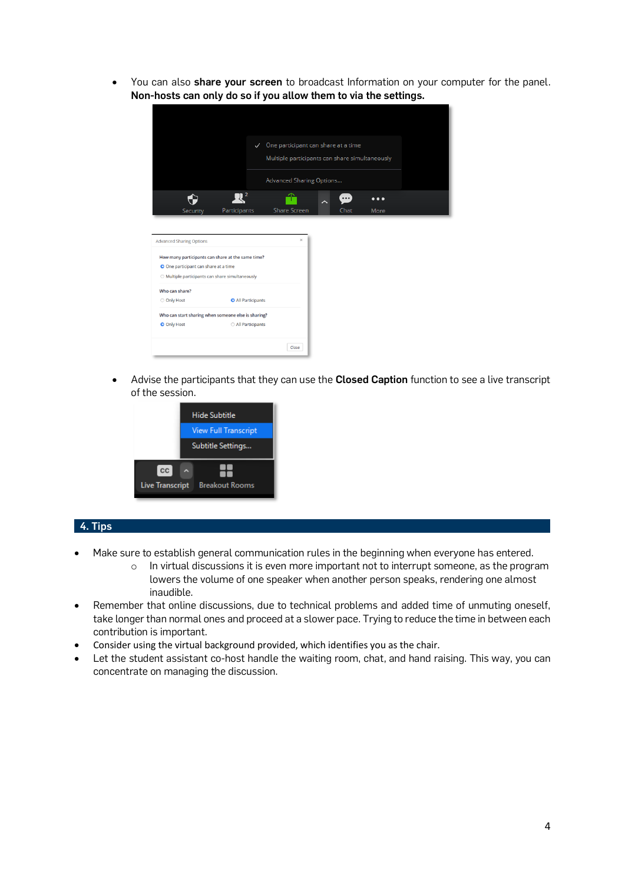- You can also **share your screen** to broadcast Information on your computer for the panel. **Non-hosts can only do so if you allow them to via the settings.**

- Advise the participants that they can use the **Closed Caption** function to see a live transcript of the session.

## 4. Tips

- Make sure to establish general communication rules in the beginning when everyone has entered.
  - In virtual discussions it is even more important not to interrupt someone, as the program lowers the volume of one speaker when another person speaks, rendering one almost inaudible.
- Remember that online discussions, due to technical problems and added time of unmuting oneself, take longer than normal ones and proceed at a slower pace. Trying to reduce the time in between each contribution is important.
- Consider using the virtual background provided, which identifies you as the chair.
- Let the student assistant co-host handle the waiting room, chat, and hand raising. This way, you can concentrate on managing the discussion.